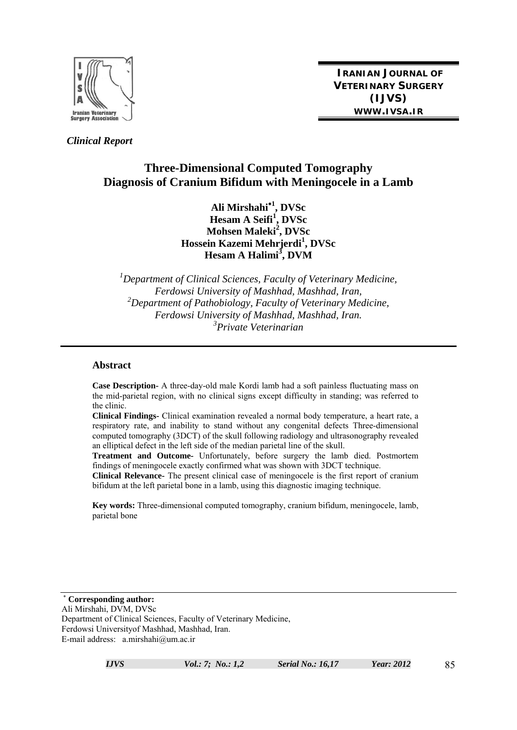**IRANIAN JOURNAL OF VETERINARY SURGERY (IJVS)**
**WWW.IVSA.IR**

*Clinical Report*

# Three-Dimensional Computed Tomography Diagnosis of Cranium Bifidum with Meningocele in a Lamb

**Ali Mirshahi[*1], DVSc**
**Hesam A Seifi[1], DVSc**
**Mohsen Maleki[2], DVSc**
**Hossein Kazemi Mehrjerdi[1], DVSc**
**Hesam A Halimi[3], DVM**

*[1]Department of Clinical Sciences, Faculty of Veterinary Medicine, Ferdowsi University of Mashhad, Mashhad, Iran,*
*[2]Department of Pathobiology, Faculty of Veterinary Medicine, Ferdowsi University of Mashhad, Mashhad, Iran.*
*[3]Private Veterinarian*

## Abstract

**Case Description-** A three-day-old male Kordi lamb had a soft painless fluctuating mass on the mid-parietal region, with no clinical signs except difficulty in standing; was referred to the clinic.

**Clinical Findings-** Clinical examination revealed a normal body temperature, a heart rate, a respiratory rate, and inability to stand without any congenital defects Three-dimensional computed tomography (3DCT) of the skull following radiology and ultrasonography revealed an elliptical defect in the left side of the median parietal line of the skull.

**Treatment and Outcome-** Unfortunately, before surgery the lamb died. Postmortem findings of meningocele exactly confirmed what was shown with 3DCT technique.

**Clinical Relevance-** The present clinical case of meningocele is the first report of cranium bifidum at the left parietal bone in a lamb, using this diagnostic imaging technique.

**Key words:** Three-dimensional computed tomography, cranium bifidum, meningocele, lamb, parietal bone

---

[*] **Corresponding author:**
Ali Mirshahi, DVM, DVSc
Department of Clinical Sciences, Faculty of Veterinary Medicine,
Ferdowsi Universityof Mashhad, Mashhad, Iran.
E-mail address: a.mirshahi@um.ac.ir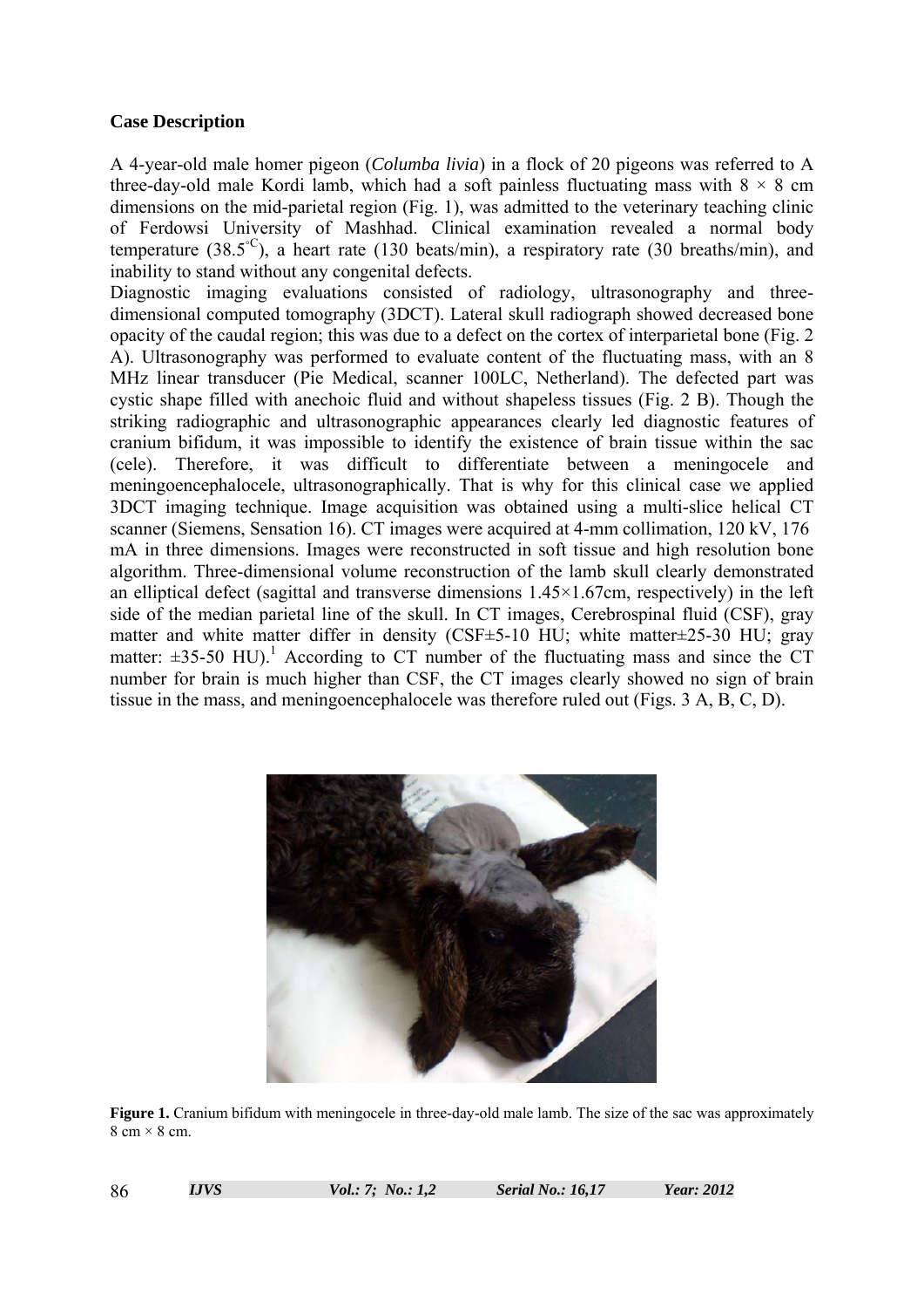## Case Description

A 4-year-old male homer pigeon (*Columba livia*) in a flock of 20 pigeons was referred to A three-day-old male Kordi lamb, which had a soft painless fluctuating mass with 8 × 8 cm dimensions on the mid-parietal region (Fig. 1), was admitted to the veterinary teaching clinic of Ferdowsi University of Mashhad. Clinical examination revealed a normal body temperature (38.5$^{\circ C}$), a heart rate (130 beats/min), a respiratory rate (30 breaths/min), and inability to stand without any congenital defects.

Diagnostic imaging evaluations consisted of radiology, ultrasonography and three-dimensional computed tomography (3DCT). Lateral skull radiograph showed decreased bone opacity of the caudal region; this was due to a defect on the cortex of interparietal bone (Fig. 2 A). Ultrasonography was performed to evaluate content of the fluctuating mass, with an 8 MHz linear transducer (Pie Medical, scanner 100LC, Netherland). The defected part was cystic shape filled with anechoic fluid and without shapeless tissues (Fig. 2 B). Though the striking radiographic and ultrasonographic appearances clearly led diagnostic features of cranium bifidum, it was impossible to identify the existence of brain tissue within the sac (cele). Therefore, it was difficult to differentiate between a meningocele and meningoencephalocele, ultrasonographically. That is why for this clinical case we applied 3DCT imaging technique. Image acquisition was obtained using a multi-slice helical CT scanner (Siemens, Sensation 16). CT images were acquired at 4-mm collimation, 120 kV, 176 mA in three dimensions. Images were reconstructed in soft tissue and high resolution bone algorithm. Three-dimensional volume reconstruction of the lamb skull clearly demonstrated an elliptical defect (sagittal and transverse dimensions 1.45×1.67cm, respectively) in the left side of the median parietal line of the skull. In CT images, Cerebrospinal fluid (CSF), gray matter and white matter differ in density (CSF±5-10 HU; white matter±25-30 HU; gray matter: ±35-50 HU).[1] According to CT number of the fluctuating mass and since the CT number for brain is much higher than CSF, the CT images clearly showed no sign of brain tissue in the mass, and meningoencephalocele was therefore ruled out (Figs. 3 A, B, C, D).

**Figure 1.** Cranium bifidum with meningocele in three-day-old male lamb. The size of the sac was approximately 8 cm × 8 cm.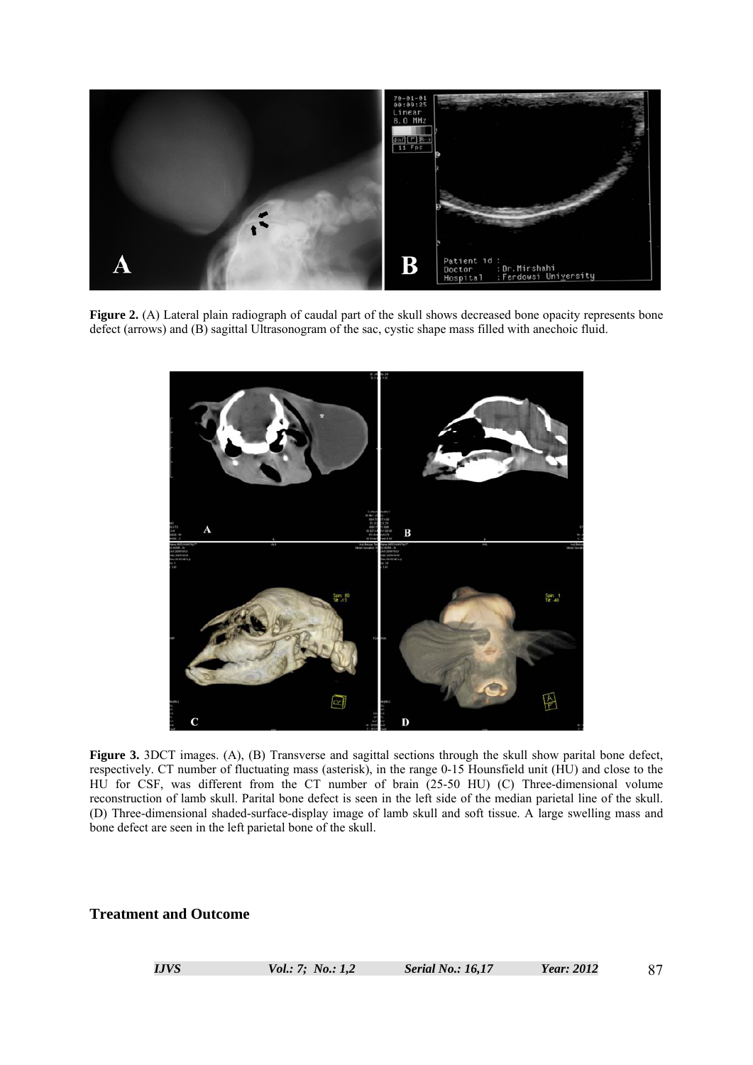**Figure 2.** (A) Lateral plain radiograph of caudal part of the skull shows decreased bone opacity represents bone defect (arrows) and (B) sagittal Ultrasonogram of the sac, cystic shape mass filled with anechoic fluid.

**Figure 3.** 3DCT images. (A), (B) Transverse and sagittal sections through the skull show parital bone defect, respectively. CT number of fluctuating mass (asterisk), in the range 0-15 Hounsfield unit (HU) and close to the HU for CSF, was different from the CT number of brain (25-50 HU) (C) Three-dimensional volume reconstruction of lamb skull. Parital bone defect is seen in the left side of the median parietal line of the skull. (D) Three-dimensional shaded-surface-display image of lamb skull and soft tissue. A large swelling mass and bone defect are seen in the left parietal bone of the skull.

## Treatment and Outcome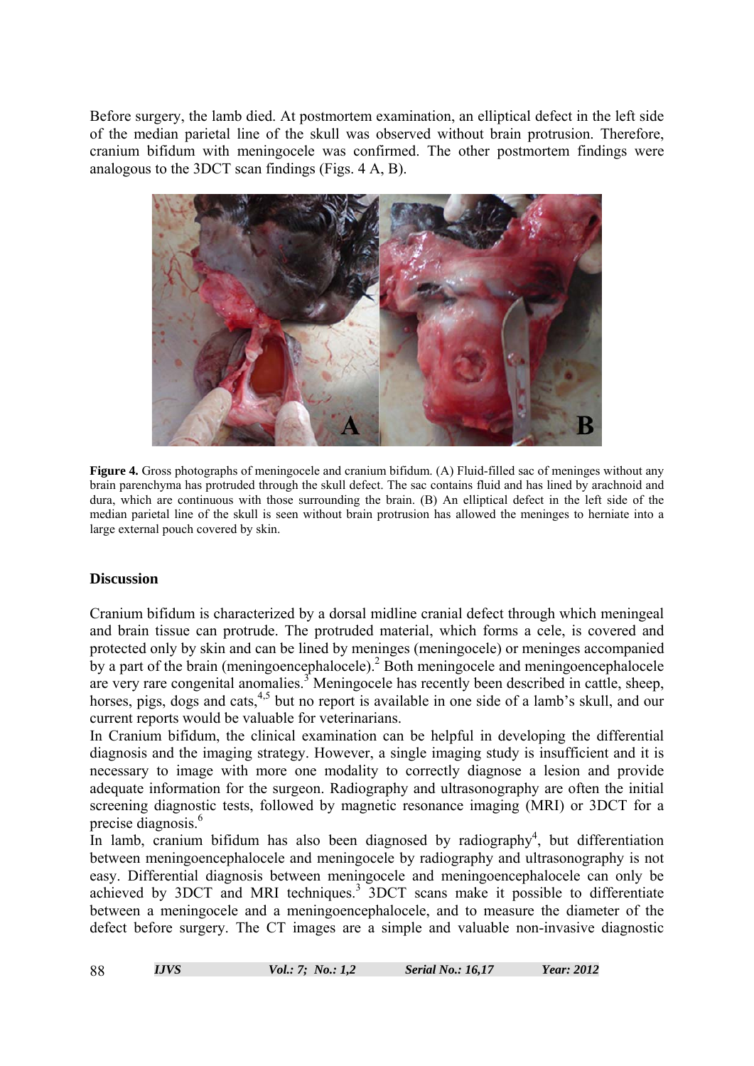Before surgery, the lamb died. At postmortem examination, an elliptical defect in the left side of the median parietal line of the skull was observed without brain protrusion. Therefore, cranium bifidum with meningocele was confirmed. The other postmortem findings were analogous to the 3DCT scan findings (Figs. 4 A, B).

**Figure 4.** Gross photographs of meningocele and cranium bifidum. (A) Fluid-filled sac of meninges without any brain parenchyma has protruded through the skull defect. The sac contains fluid and has lined by arachnoid and dura, which are continuous with those surrounding the brain. (B) An elliptical defect in the left side of the median parietal line of the skull is seen without brain protrusion has allowed the meninges to herniate into a large external pouch covered by skin.

## Discussion

Cranium bifidum is characterized by a dorsal midline cranial defect through which meningeal and brain tissue can protrude. The protruded material, which forms a cele, is covered and protected only by skin and can be lined by meninges (meningocele) or meninges accompanied by a part of the brain (meningoencephalocele).[2] Both meningocele and meningoencephalocele are very rare congenital anomalies.[3] Meningocele has recently been described in cattle, sheep, horses, pigs, dogs and cats,[4,5] but no report is available in one side of a lamb's skull, and our current reports would be valuable for veterinarians.

In Cranium bifidum, the clinical examination can be helpful in developing the differential diagnosis and the imaging strategy. However, a single imaging study is insufficient and it is necessary to image with more one modality to correctly diagnose a lesion and provide adequate information for the surgeon. Radiography and ultrasonography are often the initial screening diagnostic tests, followed by magnetic resonance imaging (MRI) or 3DCT for a precise diagnosis.[6]

In lamb, cranium bifidum has also been diagnosed by radiography[4], but differentiation between meningoencephalocele and meningocele by radiography and ultrasonography is not easy. Differential diagnosis between meningocele and meningoencephalocele can only be achieved by 3DCT and MRI techniques.[3] 3DCT scans make it possible to differentiate between a meningocele and a meningoencephalocele, and to measure the diameter of the defect before surgery. The CT images are a simple and valuable non-invasive diagnostic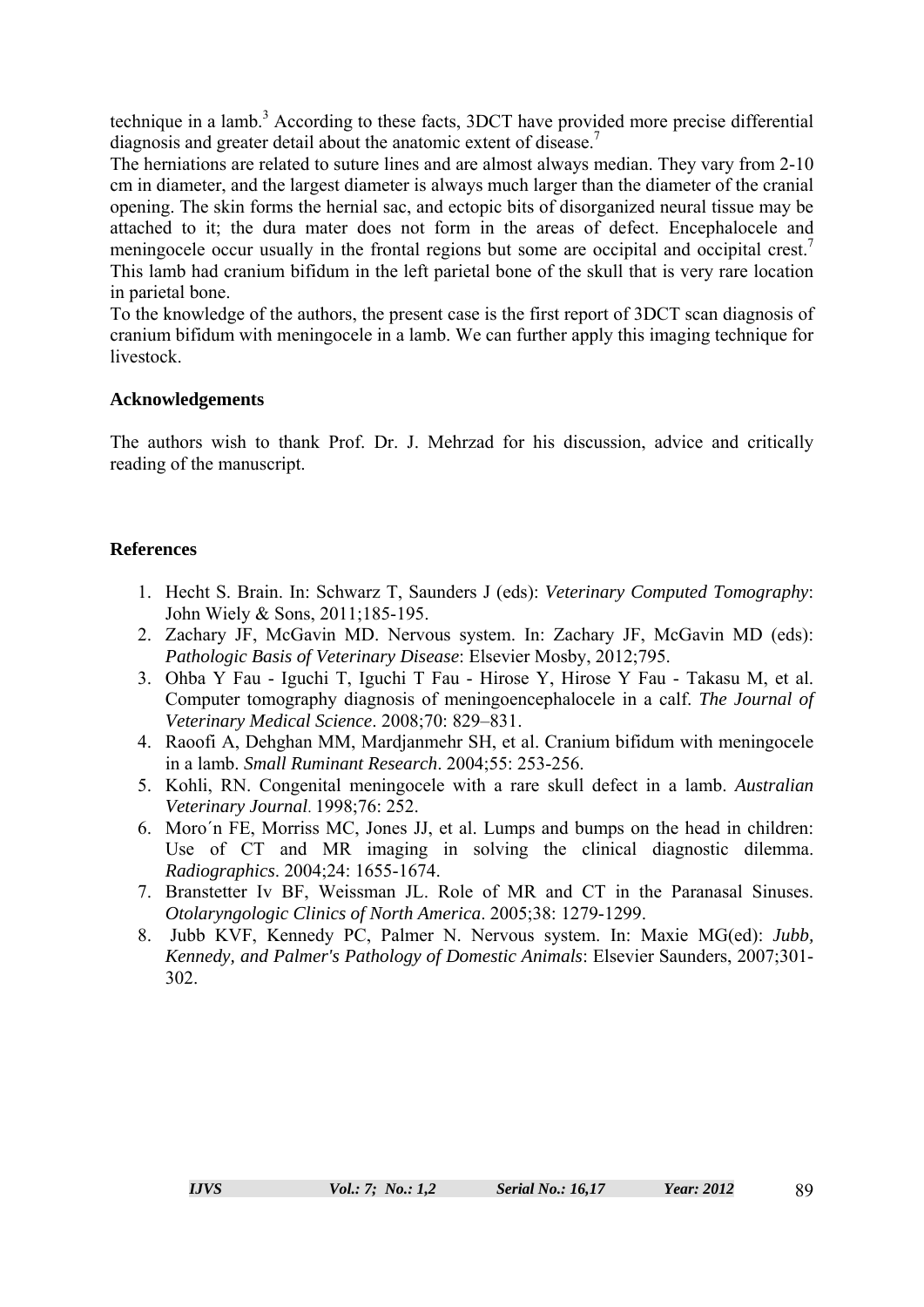technique in a lamb.[3] According to these facts, 3DCT have provided more precise differential diagnosis and greater detail about the anatomic extent of disease.[7]

The herniations are related to suture lines and are almost always median. They vary from 2-10 cm in diameter, and the largest diameter is always much larger than the diameter of the cranial opening. The skin forms the hernial sac, and ectopic bits of disorganized neural tissue may be attached to it; the dura mater does not form in the areas of defect. Encephalocele and meningocele occur usually in the frontal regions but some are occipital and occipital crest.[7]

This lamb had cranium bifidum in the left parietal bone of the skull that is very rare location in parietal bone.

To the knowledge of the authors, the present case is the first report of 3DCT scan diagnosis of cranium bifidum with meningocele in a lamb. We can further apply this imaging technique for livestock.

## Acknowledgements

The authors wish to thank Prof. Dr. J. Mehrzad for his discussion, advice and critically reading of the manuscript.

## References

1. Hecht S. Brain. In: Schwarz T, Saunders J (eds): *Veterinary Computed Tomography*: John Wiely & Sons, 2011;185-195.
2. Zachary JF, McGavin MD. Nervous system. In: Zachary JF, McGavin MD (eds): *Pathologic Basis of Veterinary Disease*: Elsevier Mosby, 2012;795.
3. Ohba Y Fau - Iguchi T, Iguchi T Fau - Hirose Y, Hirose Y Fau - Takasu M, et al. Computer tomography diagnosis of meningoencephalocele in a calf. *The Journal of Veterinary Medical Science*. 2008;70: 829–831.
4. Raoofi A, Dehghan MM, Mardjanmehr SH, et al. Cranium bifidum with meningocele in a lamb. *Small Ruminant Research*. 2004;55: 253-256.
5. Kohli, RN. Congenital meningocele with a rare skull defect in a lamb. *Australian Veterinary Journal*. 1998;76: 252.
6. Moro´n FE, Morriss MC, Jones JJ, et al. Lumps and bumps on the head in children: Use of CT and MR imaging in solving the clinical diagnostic dilemma. *Radiographics*. 2004;24: 1655-1674.
7. Branstetter Iv BF, Weissman JL. Role of MR and CT in the Paranasal Sinuses. *Otolaryngologic Clinics of North America*. 2005;38: 1279-1299.
8. Jubb KVF, Kennedy PC, Palmer N. Nervous system. In: Maxie MG(ed): *Jubb, Kennedy, and Palmer's Pathology of Domestic Animals*: Elsevier Saunders, 2007;301-302.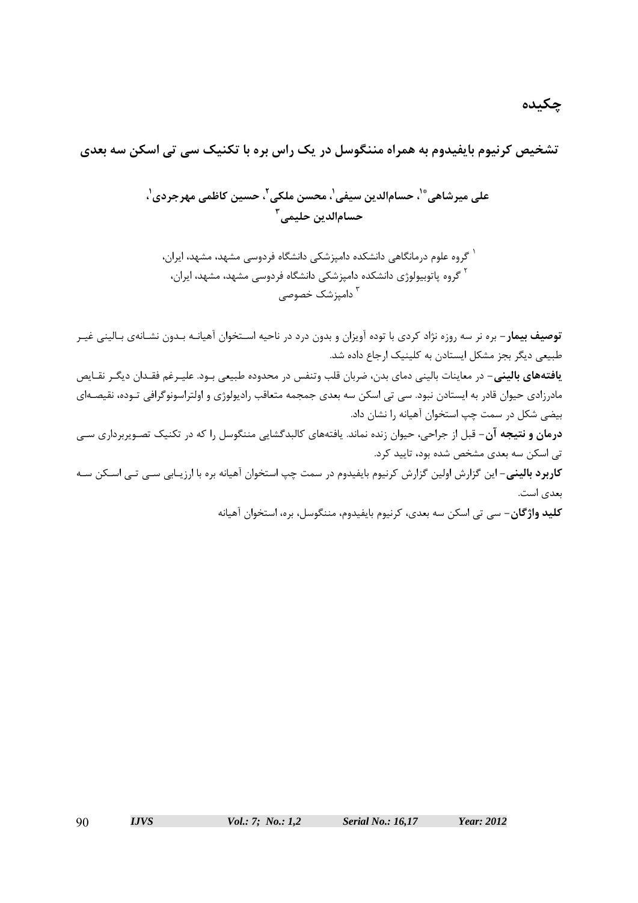# چکیده

## تشخیص کرنیوم بایفیدوم به همراه مننگوسل در یک راس بره با تکنیک سی تی اسکن سه بعدی

**علی میرشاهی*[1]، حسام‌الدین سیفی[1]، محسن ملکی[2]، حسین کاظمی مهرجردی[1]، حسام‌الدین حلیمی[3]**

[1] گروه علوم درمانگاهی دانشکده دامپزشکی دانشگاه فردوسی مشهد، مشهد، ایران،
[2] گروه پاتوبیولوژی دانشکده دامپزشکی دانشگاه فردوسی مشهد، مشهد، ایران،
[3] دامپزشک خصوصی

**توصیف بیمار**- بره نر سه روزه نژاد کردی با توده آویزان و بدون درد در ناحیه استخوان آهیانه بدون نشانه‌ی بالینی غیر طبیعی دیگر بجز مشکل ایستادن به کلینیک ارجاع داده شد.

**یافته‌های بالینی**- در معاینات بالینی دمای بدن، ضربان قلب وتنفس در محدوده طبیعی بود. علیرغم فقدان دیگر نقایص مادرزادی حیوان قادر به ایستادن نبود. سی تی اسکن سه بعدی جمجمه متعاقب رادیولوژی و اولتراسونوگرافی توده، نقیصه‌ای بیضی شکل در سمت چپ استخوان آهیانه را نشان داد.

**درمان و نتیجه آن**- قبل از جراحی، حیوان زنده نماند. یافته‌های کالبدگشایی مننگوسل را که در تکنیک تصویربرداری سی تی اسکن سه بعدی مشخص شده بود، تایید کرد.

**کاربرد بالینی**- این گزارش اولین گزارش کرنیوم بایفیدوم در سمت چپ استخوان آهیانه بره با ارزیابی سی تی اسکن سه بعدی است.

**کلید واژگان**- سی تی اسکن سه بعدی، کرنیوم بایفیدوم، مننگوسل، بره، استخوان آهیانه